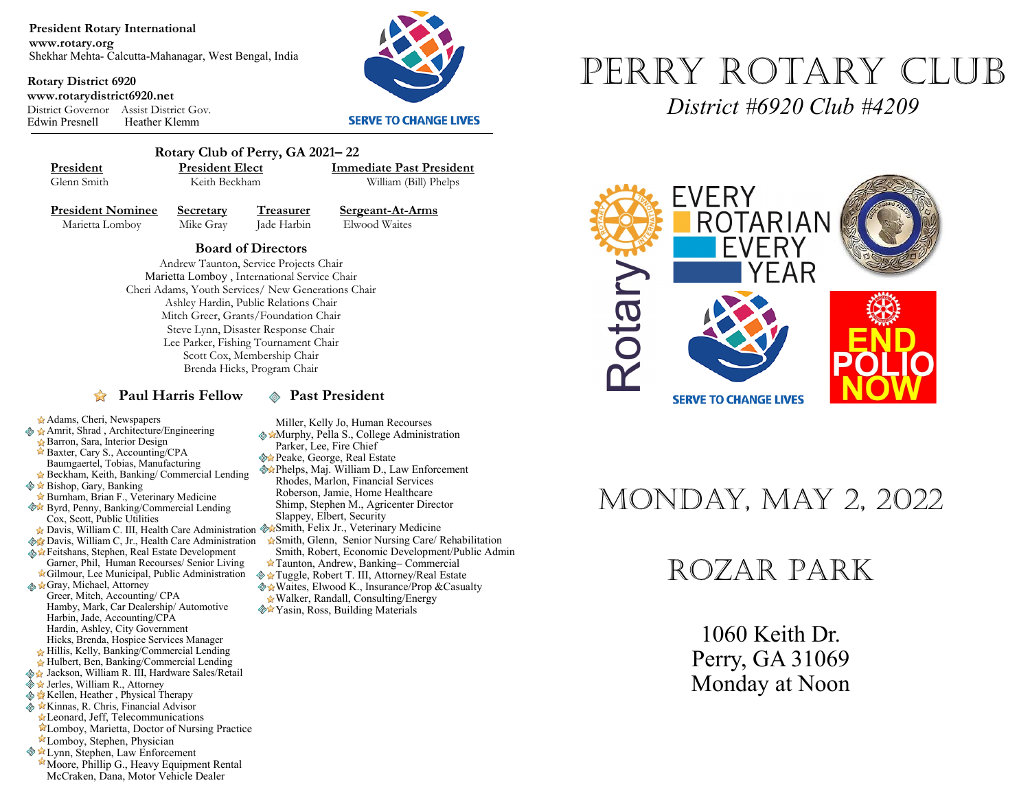**President Rotary International**
**www.rotary.org**
Shekhar Mehta- Calcutta-Mahanagar, West Bengal, India

**Rotary District 6920**
**www.rotarydistrict6920.net**

| District Governor | Assist District Gov. |
|---|---|
| Edwin Presnell | Heather Klemm |

SERVE TO CHANGE LIVES

## Rotary Club of Perry, GA 2021– 22

| President | President Elect | Immediate Past President |
|---|---|---|
| Glenn Smith | Keith Beckham | William (Bill) Phelps |

| President Nominee | Secretary | Treasurer | Sergeant-At-Arms |
|---|---|---|---|
| Marietta Lomboy | Mike Gray | Jade Harbin | Elwood Waites |

### Board of Directors

Andrew Taunton, Service Projects Chair
Marietta Lomboy , International Service Chair
Cheri Adams, Youth Services/ New Generations Chair
Ashley Hardin, Public Relations Chair
Mitch Greer, Grants/Foundation Chair
Steve Lynn, Disaster Response Chair
Lee Parker, Fishing Tournament Chair
Scott Cox, Membership Chair
Brenda Hicks, Program Chair

☆ **Paul Harris Fellow** ◈ **Past President**

- ☆ Adams, Cheri, Newspapers
- ◈ ☆ Amrit, Shrad , Architecture/Engineering
- ☆ Barron, Sara, Interior Design
- ☆ Baxter, Cary S., Accounting/CPA
- Baumgaertel, Tobias, Manufacturing
- ☆ Beckham, Keith, Banking/ Commercial Lending
- ◈ ☆ Bishop, Gary, Banking
- ☆ Burnham, Brian F., Veterinary Medicine
- ◈☆ Byrd, Penny, Banking/Commercial Lending
- Cox, Scott, Public Utilities
- ☆ Davis, William C. III, Health Care Administration
- ◈☆ Davis, William C, Jr., Health Care Administration
- ◈☆ Feitshans, Stephen, Real Estate Development
- Garner, Phil, Human Recourses/ Senior Living
- ☆ Gilmour, Lee Municipal, Public Administration
- ◈ ☆ Gray, Michael, Attorney
- Greer, Mitch, Accounting/ CPA
- Hamby, Mark, Car Dealership/ Automotive
- Harbin, Jade, Accounting/CPA
- Hardin, Ashley, City Government
- Hicks, Brenda, Hospice Services Manager
- ☆ Hillis, Kelly, Banking/Commercial Lending
- ☆ Hulbert, Ben, Banking/Commercial Lending
- ◈ ☆ Jackson, William R. III, Hardware Sales/Retail
- ◈ ☆ Jerles, William R., Attorney
- ◈ ☆ Kellen, Heather , Physical Therapy
- ◈ ☆ Kinnas, R. Chris, Financial Advisor
- ☆ Leonard, Jeff, Telecommunications
- ☆ Lomboy, Marietta, Doctor of Nursing Practice
- ☆ Lomboy, Stephen, Physician
- ◈ ☆ Lynn, Stephen, Law Enforcement
- ☆ Moore, Phillip G., Heavy Equipment Rental
- McCraken, Dana, Motor Vehicle Dealer
- Miller, Kelly Jo, Human Recourses
- ◈☆ Murphy, Pella S., College Administration
- Parker, Lee, Fire Chief
- ◈☆ Peake, George, Real Estate
- ◈☆ Phelps, Maj. William D., Law Enforcement
- Rhodes, Marlon, Financial Services
- Roberson, Jamie, Home Healthcare
- Shimp, Stephen M., Agricenter Director
- Slappey, Elbert, Security
- ◈☆ Smith, Felix Jr., Veterinary Medicine
- ☆ Smith, Glenn, Senior Nursing Care/ Rehabilitation
- Smith, Robert, Economic Development/Public Admin
- ☆ Taunton, Andrew, Banking– Commercial
- ◈ ☆ Tuggle, Robert T. III, Attorney/Real Estate
- ◈☆ Waites, Elwood K., Insurance/Prop &Casualty
- ☆ Walker, Randall, Consulting/Energy
- ◈☆ Yasin, Ross, Building Materials

# PERRY ROTARY CLUB

*District #6920 Club #4209*

Rotary

EVERY ROTARIAN EVERY YEAR

SERVE TO CHANGE LIVES

END POLIO NOW

## MONDAY, MAY 2, 2022

## ROZAR PARK

1060 Keith Dr.
Perry, GA 31069
Monday at Noon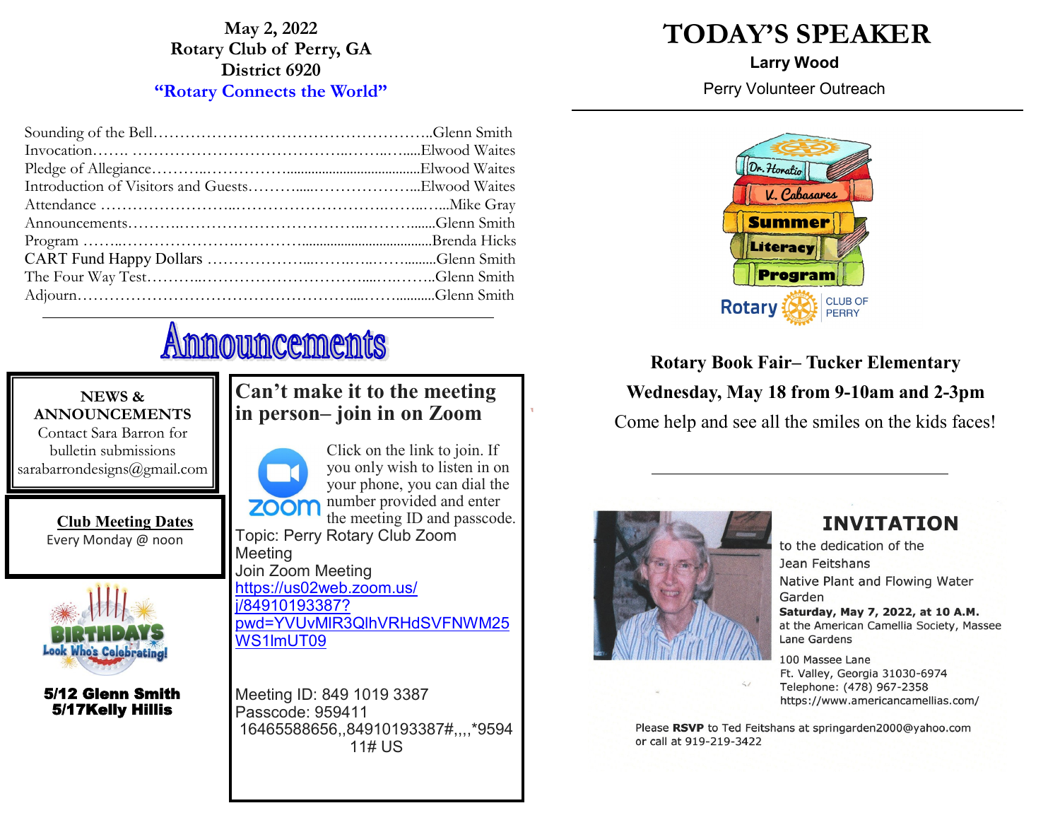May 2, 2022

Rotary Club of Perry, GA

District 6920

"Rotary Connects the World"

Sounding of the Bell……………………………………………..Glenn Smith
Invocation……. …………………………………..……..….....Elwood Waites
Pledge of Allegiance………..……………......................................Elwood Waites
Introduction of Visitors and Guests………......………………….Elwood Waites
Attendance ……………….……..………………………..……..…...Mike Gray
Announcements………..……………………………..………........Glenn Smith
Program ……..……………….………….....................................Brenda Hicks
CART Fund Happy Dollars ………………...……..…..……..........Glenn Smith
The Four Way Test………...………………………....…..……..Glenn Smith
Adjourn……………………………………………......……...........Glenn Smith

# Announcements

**NEWS & ANNOUNCEMENTS**
Contact Sara Barron for bulletin submissions
sarabarrondesigns@gmail.com

**Club Meeting Dates**
Every Monday @ noon

BIRTHDAYS Look Who's Celebrating!

**5/12 Glenn Smith**
**5/17Kelly Hillis**

## Can't make it to the meeting in person– join in on Zoom

Click on the link to join. If you only wish to listen in on your phone, you can dial the number provided and enter the meeting ID and passcode.

Topic: Perry Rotary Club Zoom Meeting
Join Zoom Meeting
https://us02web.zoom.us/j/84910193387?pwd=YVUvMlR3QlhVRHdSVFNWM25WS1lmUT09

Meeting ID: 849 1019 3387
Passcode: 959411
16465588656,,84910193387#,,,,*959411# US

# TODAY'S SPEAKER

**Larry Wood**

Perry Volunteer Outreach

Dr. Horatio V. Cabasares Summer Literacy Program

Rotary CLUB OF PERRY

**Rotary Book Fair– Tucker Elementary**

**Wednesday, May 18 from 9-10am and 2-3pm**

Come help and see all the smiles on the kids faces!

## INVITATION

to the dedication of the Jean Feitshans Native Plant and Flowing Water Garden
**Saturday, May 7, 2022, at 10 A.M.**
at the American Camellia Society, Massee Lane Gardens

100 Massee Lane
Ft. Valley, Georgia 31030-6974
Telephone: (478) 967-2358
https://www.americancamellias.com/

Please **RSVP** to Ted Feitshans at springarden2000@yahoo.com or call at 919-219-3422